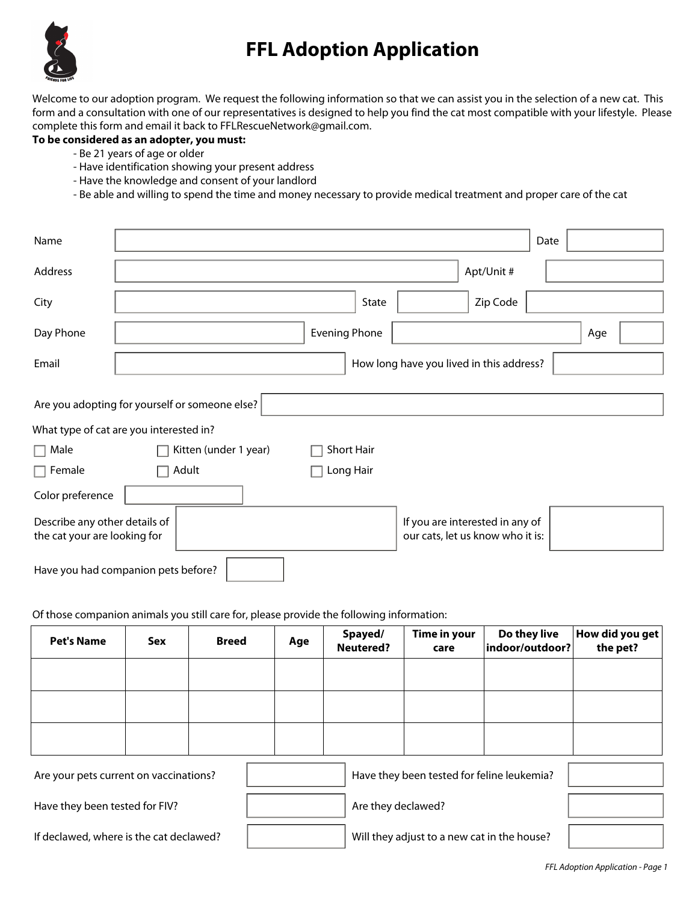# FFL Adoption Application

Welcome to our adoption program. We request the following information so that we can assist you in the selection of a new cat. This form and a consultation with one of our representatives is designed to help you find the cat most compatible with your lifestyle. Please complete this form and email it back to FFLRescueNetwork@gmail.com.

**To be considered as an adopter, you must:**

- Be 21 years of age or older
- Have identification showing your present address
- Have the knowledge and consent of your landlord
- Be able and willing to spend the time and money necessary to provide medical treatment and proper care of the cat

Name ______________________ Date ________

Address ______________________ Apt/Unit # ________

City ______________ State ________ Zip Code ________

Day Phone ______________ Evening Phone ______________ Age ____

Email ______________ How long have you lived in this address? ________

Are you adopting for yourself or someone else? ______________________

What type of cat are you interested in?

- ☐ Male
- ☐ Female
- ☐ Kitten (under 1 year)
- ☐ Adult
- ☐ Short Hair
- ☐ Long Hair

Color preference ________

Describe any other details of the cat your are looking for ______________

If you are interested in any of our cats, let us know who it is: ________

Have you had companion pets before? ________

Of those companion animals you still care for, please provide the following information:

| Pet's Name | Sex | Breed | Age | Spayed/ Neutered? | Time in your care | Do they live indoor/outdoor? | How did you get the pet? |
|---|---|---|---|---|---|---|---|
| | | | | | | | |
| | | | | | | | |
| | | | | | | | |

Are your pets current on vaccinations? ________ Have they been tested for feline leukemia? ________

Have they been tested for FIV? ________ Are they declawed? ________

If declawed, where is the cat declawed? ________ Will they adjust to a new cat in the house? ________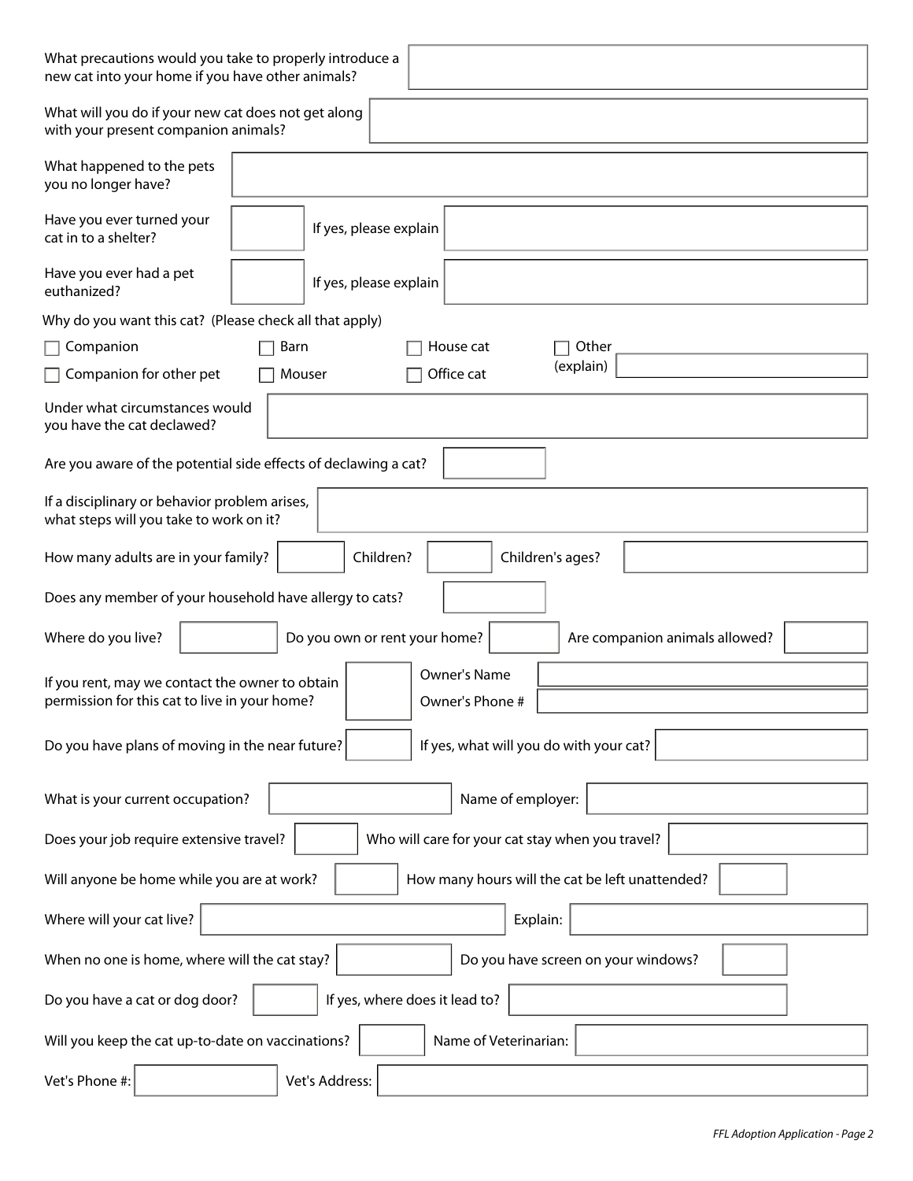What precautions would you take to properly introduce a new cat into your home if you have other animals?

What will you do if your new cat does not get along with your present companion animals?

What happened to the pets you no longer have?

Have you ever turned your cat in to a shelter? If yes, please explain

Have you ever had a pet euthanized? If yes, please explain

Why do you want this cat? (Please check all that apply)

- ☐ Companion
- ☐ Companion for other pet
- ☐ Barn
- ☐ Mouser
- ☐ House cat
- ☐ Office cat
- ☐ Other (explain)

Under what circumstances would you have the cat declawed?

Are you aware of the potential side effects of declawing a cat?

If a disciplinary or behavior problem arises, what steps will you take to work on it?

How many adults are in your family? Children? Children's ages?

Does any member of your household have allergy to cats?

Where do you live? Do you own or rent your home? Are companion animals allowed?

If you rent, may we contact the owner to obtain permission for this cat to live in your home? Owner's Name Owner's Phone #

Do you have plans of moving in the near future? If yes, what will you do with your cat?

What is your current occupation? Name of employer:

Does your job require extensive travel? Who will care for your cat stay when you travel?

Will anyone be home while you are at work? How many hours will the cat be left unattended?

Where will your cat live? Explain:

When no one is home, where will the cat stay? Do you have screen on your windows?

Do you have a cat or dog door? If yes, where does it lead to?

Will you keep the cat up-to-date on vaccinations? Name of Veterinarian:

Vet's Phone #: Vet's Address: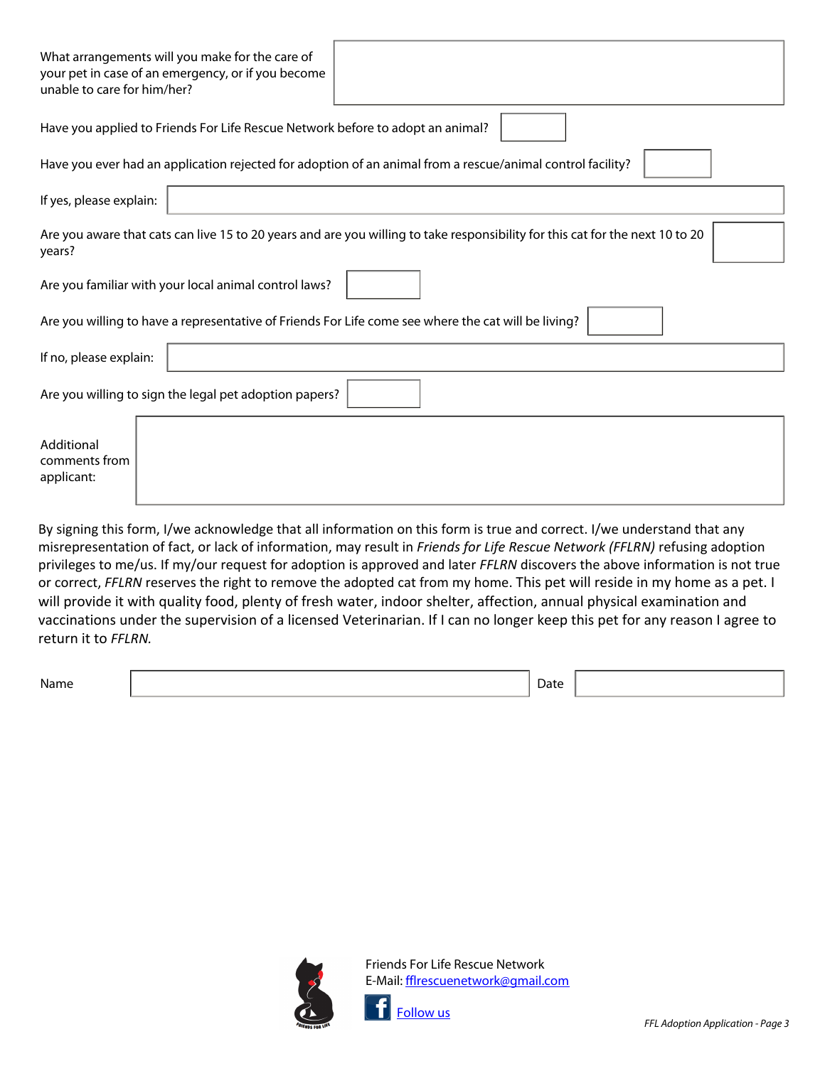What arrangements will you make for the care of your pet in case of an emergency, or if you become unable to care for him/her?

Have you applied to Friends For Life Rescue Network before to adopt an animal?

Have you ever had an application rejected for adoption of an animal from a rescue/animal control facility?

If yes, please explain:

Are you aware that cats can live 15 to 20 years and are you willing to take responsibility for this cat for the next 10 to 20 years?

Are you familiar with your local animal control laws?

Are you willing to have a representative of Friends For Life come see where the cat will be living?

If no, please explain:

Are you willing to sign the legal pet adoption papers?

Additional comments from applicant:

By signing this form, I/we acknowledge that all information on this form is true and correct. I/we understand that any misrepresentation of fact, or lack of information, may result in *Friends for Life Rescue Network (FFLRN)* refusing adoption privileges to me/us. If my/our request for adoption is approved and later *FFLRN* discovers the above information is not true or correct, *FFLRN* reserves the right to remove the adopted cat from my home. This pet will reside in my home as a pet. I will provide it with quality food, plenty of fresh water, indoor shelter, affection, annual physical examination and vaccinations under the supervision of a licensed Veterinarian. If I can no longer keep this pet for any reason I agree to return it to *FFLRN.*

Name

Date

Friends For Life Rescue Network
E-Mail: fflrescuenetwork@gmail.com

Follow us